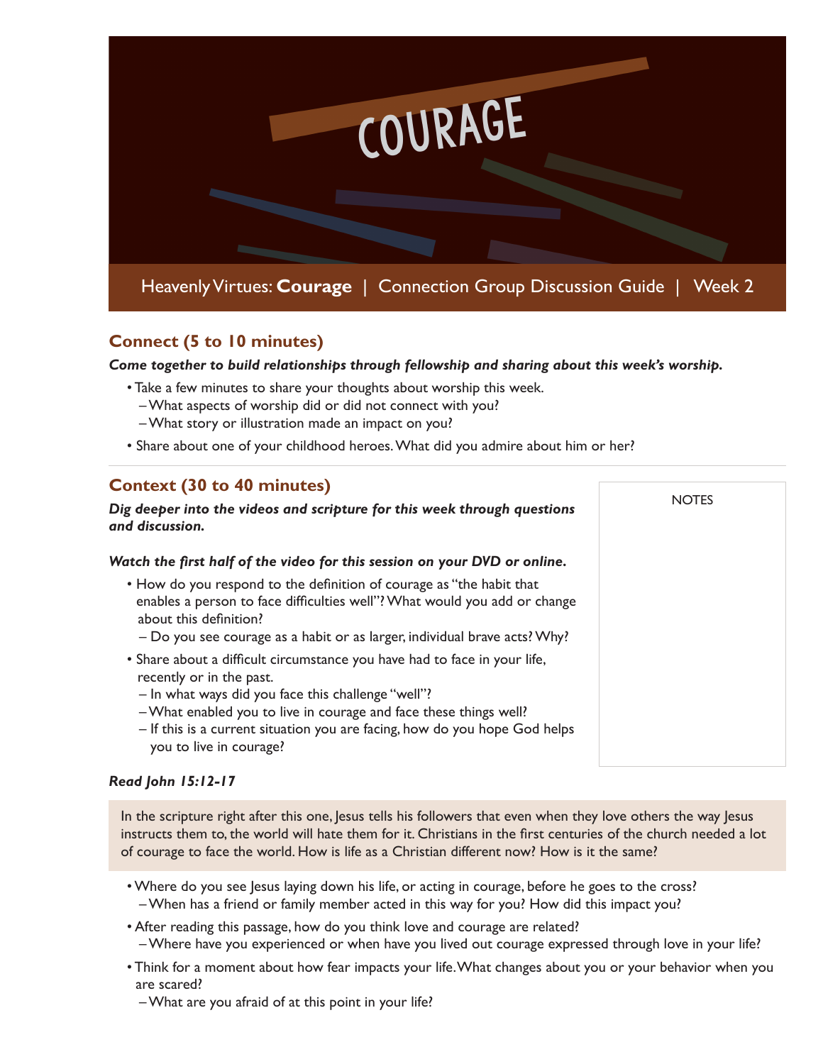# COURAGE

Heavenly Virtues: **Courage** | Connection Group Discussion Guide | Week 2

## Connect (5 to 10 minutes)

***Come together to build relationships through fellowship and sharing about this week's worship.***

- Take a few minutes to share your thoughts about worship this week.
  - What aspects of worship did or did not connect with you?
  - What story or illustration made an impact on you?
- Share about one of your childhood heroes. What did you admire about him or her?

## Context (30 to 40 minutes)

***Dig deeper into the videos and scripture for this week through questions and discussion.***

***Watch the first half of the video for this session on your DVD or online.***

- How do you respond to the definition of courage as "the habit that enables a person to face difficulties well"? What would you add or change about this definition?
  - Do you see courage as a habit or as larger, individual brave acts? Why?
- Share about a difficult circumstance you have had to face in your life, recently or in the past.
  - In what ways did you face this challenge "well"?
  - What enabled you to live in courage and face these things well?
  - If this is a current situation you are facing, how do you hope God helps you to live in courage?

NOTES

***Read John 15:12-17***

In the scripture right after this one, Jesus tells his followers that even when they love others the way Jesus instructs them to, the world will hate them for it. Christians in the first centuries of the church needed a lot of courage to face the world. How is life as a Christian different now? How is it the same?

- Where do you see Jesus laying down his life, or acting in courage, before he goes to the cross?
  - When has a friend or family member acted in this way for you? How did this impact you?
- After reading this passage, how do you think love and courage are related?
  - Where have you experienced or when have you lived out courage expressed through love in your life?
- Think for a moment about how fear impacts your life. What changes about you or your behavior when you are scared?
  - What are you afraid of at this point in your life?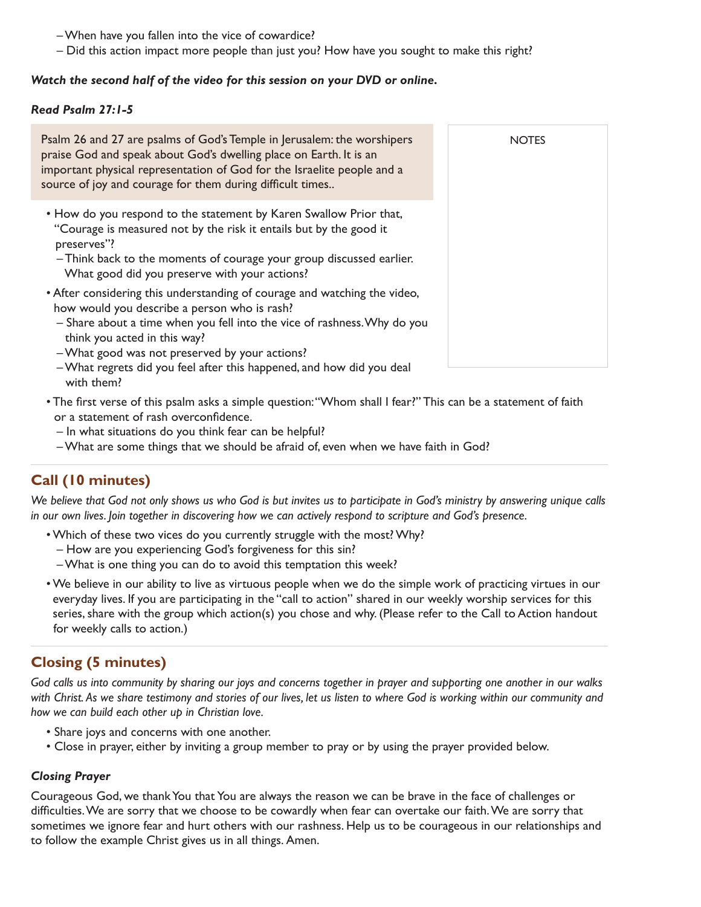- When have you fallen into the vice of cowardice?
- Did this action impact more people than just you? How have you sought to make this right?

***Watch the second half of the video for this session on your DVD or online.***

***Read Psalm 27:1-5***

Psalm 26 and 27 are psalms of God's Temple in Jerusalem: the worshipers praise God and speak about God's dwelling place on Earth. It is an important physical representation of God for the Israelite people and a source of joy and courage for them during difficult times..

NOTES

- How do you respond to the statement by Karen Swallow Prior that, "Courage is measured not by the risk it entails but by the good it preserves"?
  - Think back to the moments of courage your group discussed earlier. What good did you preserve with your actions?
- After considering this understanding of courage and watching the video, how would you describe a person who is rash?
  - Share about a time when you fell into the vice of rashness. Why do you think you acted in this way?
  - What good was not preserved by your actions?
  - What regrets did you feel after this happened, and how did you deal with them?
- The first verse of this psalm asks a simple question: "Whom shall I fear?" This can be a statement of faith or a statement of rash overconfidence.
  - In what situations do you think fear can be helpful?
  - What are some things that we should be afraid of, even when we have faith in God?

## Call (10 minutes)

*We believe that God not only shows us who God is but invites us to participate in God's ministry by answering unique calls in our own lives. Join together in discovering how we can actively respond to scripture and God's presence.*

- Which of these two vices do you currently struggle with the most? Why?
  - How are you experiencing God's forgiveness for this sin?
  - What is one thing you can do to avoid this temptation this week?
- We believe in our ability to live as virtuous people when we do the simple work of practicing virtues in our everyday lives. If you are participating in the "call to action" shared in our weekly worship services for this series, share with the group which action(s) you chose and why. (Please refer to the Call to Action handout for weekly calls to action.)

## Closing (5 minutes)

*God calls us into community by sharing our joys and concerns together in prayer and supporting one another in our walks with Christ. As we share testimony and stories of our lives, let us listen to where God is working within our community and how we can build each other up in Christian love.*

- Share joys and concerns with one another.
- Close in prayer, either by inviting a group member to pray or by using the prayer provided below.

***Closing Prayer***

Courageous God, we thank You that You are always the reason we can be brave in the face of challenges or difficulties. We are sorry that we choose to be cowardly when fear can overtake our faith. We are sorry that sometimes we ignore fear and hurt others with our rashness. Help us to be courageous in our relationships and to follow the example Christ gives us in all things. Amen.